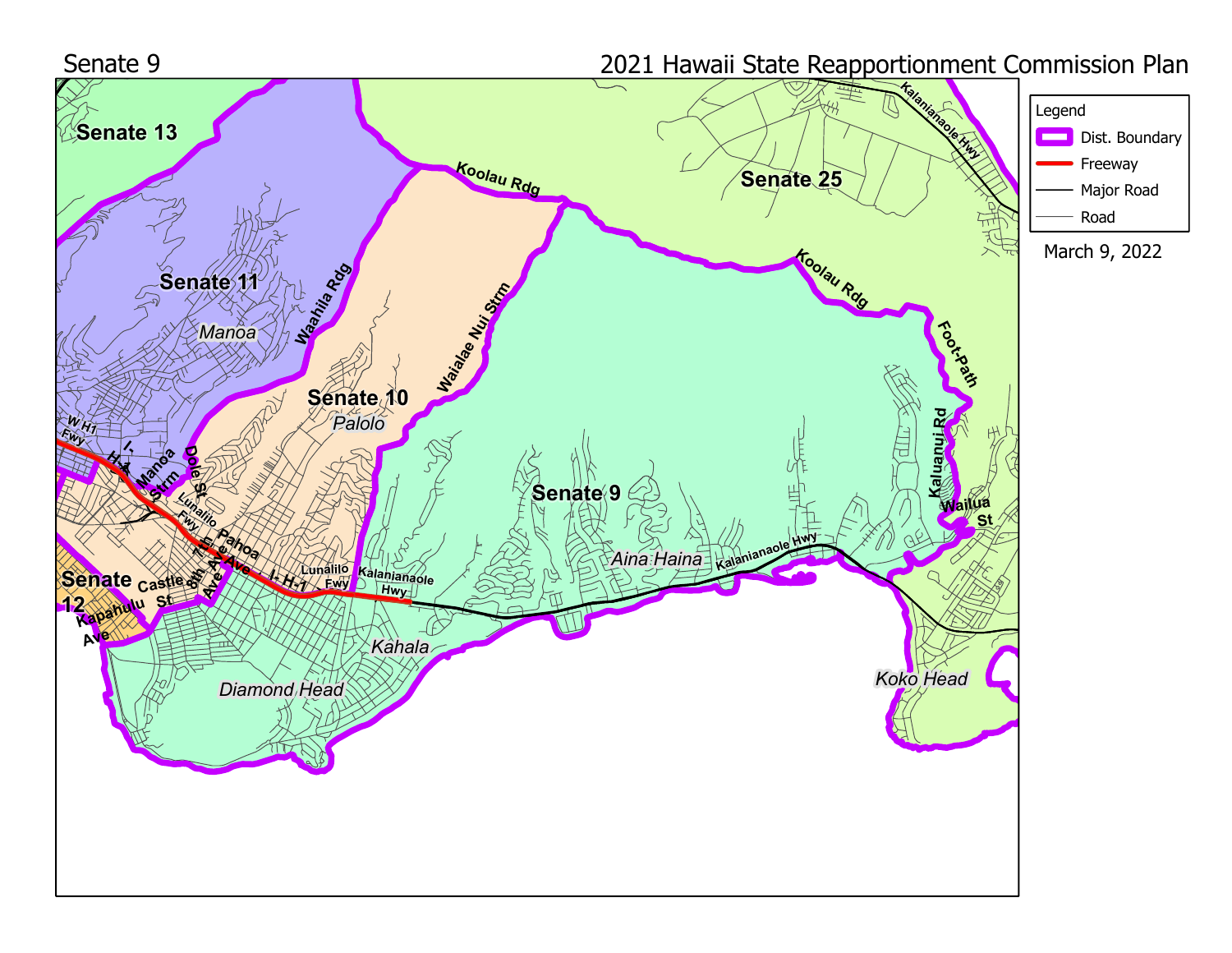Senate 9

2021 Hawaii State Reapportionment Commission Plan

**Legend**

- Dist. Boundary
- Freeway
- Major Road
- Road

March 9, 2022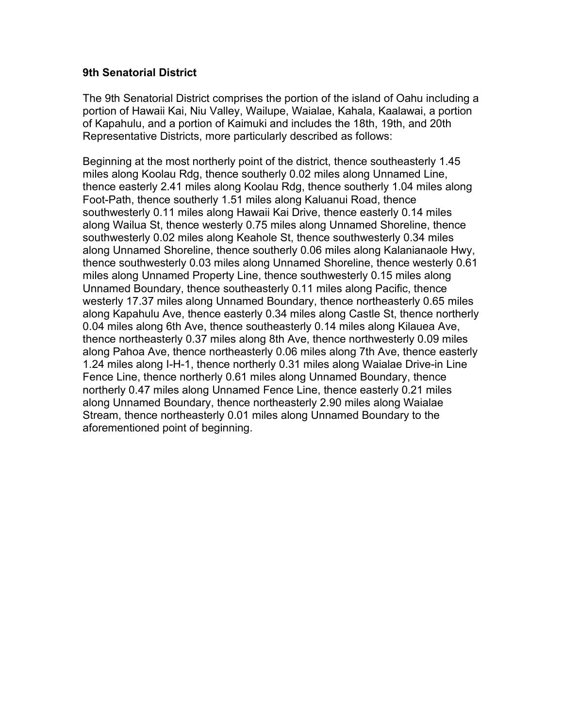**9th Senatorial District**

The 9th Senatorial District comprises the portion of the island of Oahu including a portion of Hawaii Kai, Niu Valley, Wailupe, Waialae, Kahala, Kaalawai, a portion of Kapahulu, and a portion of Kaimuki and includes the 18th, 19th, and 20th Representative Districts, more particularly described as follows:

Beginning at the most northerly point of the district, thence southeasterly 1.45 miles along Koolau Rdg, thence southerly 0.02 miles along Unnamed Line, thence easterly 2.41 miles along Koolau Rdg, thence southerly 1.04 miles along Foot-Path, thence southerly 1.51 miles along Kaluanui Road, thence southwesterly 0.11 miles along Hawaii Kai Drive, thence easterly 0.14 miles along Wailua St, thence westerly 0.75 miles along Unnamed Shoreline, thence southwesterly 0.02 miles along Keahole St, thence southwesterly 0.34 miles along Unnamed Shoreline, thence southerly 0.06 miles along Kalanianaole Hwy, thence southwesterly 0.03 miles along Unnamed Shoreline, thence westerly 0.61 miles along Unnamed Property Line, thence southwesterly 0.15 miles along Unnamed Boundary, thence southeasterly 0.11 miles along Pacific, thence westerly 17.37 miles along Unnamed Boundary, thence northeasterly 0.65 miles along Kapahulu Ave, thence easterly 0.34 miles along Castle St, thence northerly 0.04 miles along 6th Ave, thence southeasterly 0.14 miles along Kilauea Ave, thence northeasterly 0.37 miles along 8th Ave, thence northwesterly 0.09 miles along Pahoa Ave, thence northeasterly 0.06 miles along 7th Ave, thence easterly 1.24 miles along I-H-1, thence northerly 0.31 miles along Waialae Drive-in Line Fence Line, thence northerly 0.61 miles along Unnamed Boundary, thence northerly 0.47 miles along Unnamed Fence Line, thence easterly 0.21 miles along Unnamed Boundary, thence northeasterly 2.90 miles along Waialae Stream, thence northeasterly 0.01 miles along Unnamed Boundary to the aforementioned point of beginning.